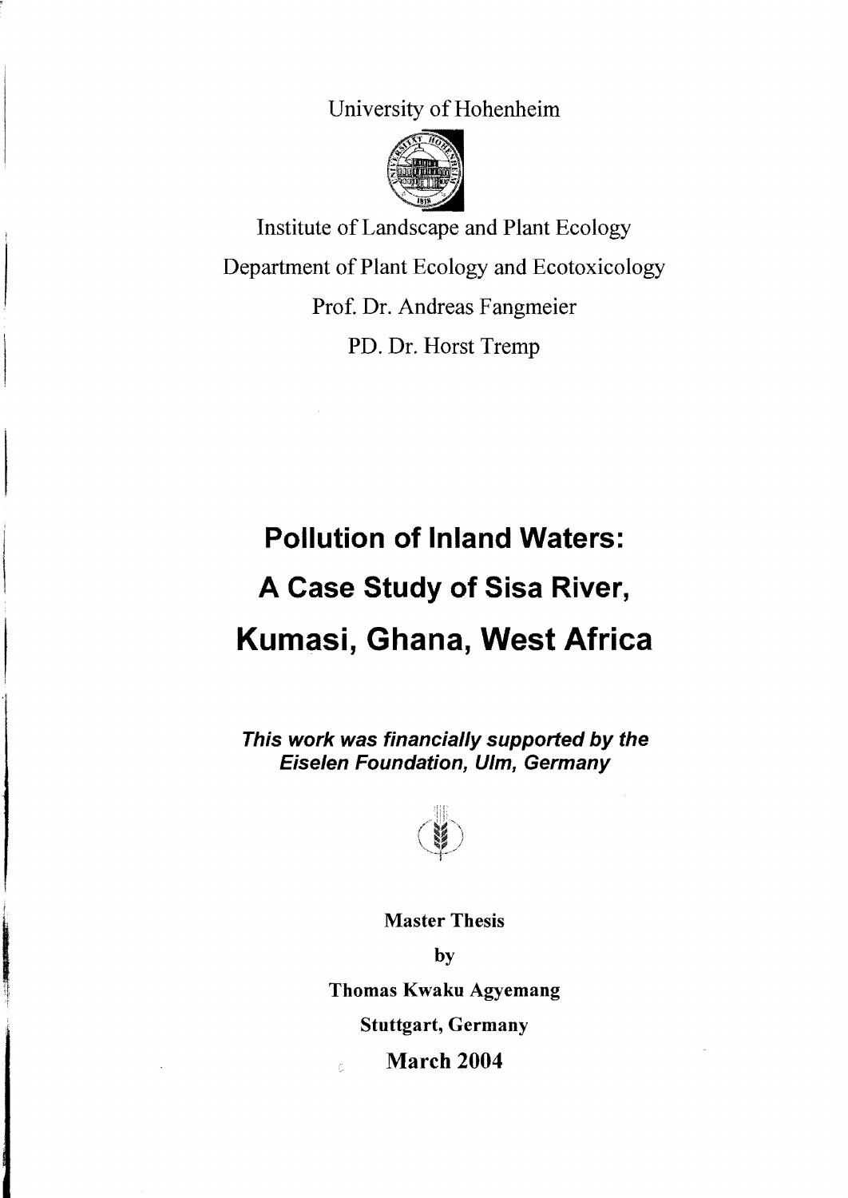University of Hohenheim

Institute of Landscape and Plant Ecology

Department of Plant Ecology and Ecotoxicology

Prof. Dr. Andreas Fangmeier

PD. Dr. Horst Tremp

# Pollution of Inland Waters: A Case Study of Sisa River, Kumasi, Ghana, West Africa

***This work was financially supported by the Eiselen Foundation, Ulm, Germany***

**Master Thesis**

**by**

**Thomas Kwaku Agyemang**

**Stuttgart, Germany**

**March 2004**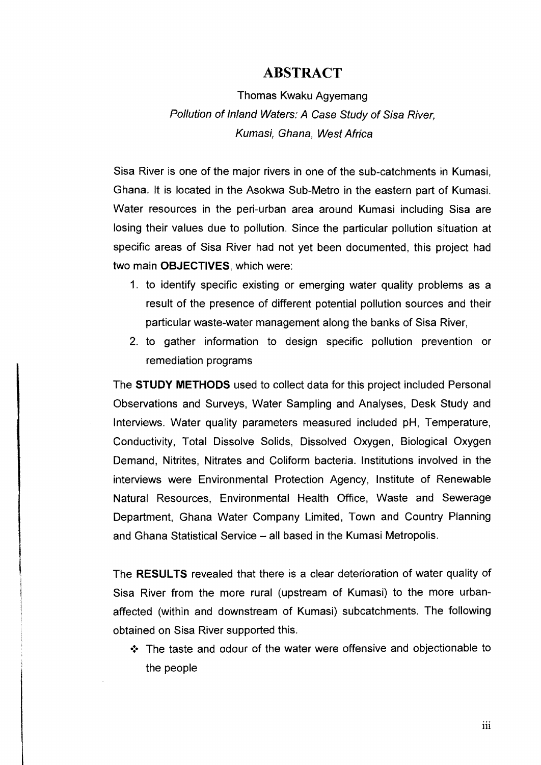# ABSTRACT

Thomas Kwaku Agyemang

*Pollution of Inland Waters: A Case Study of Sisa River, Kumasi, Ghana, West Africa*

Sisa River is one of the major rivers in one of the sub-catchments in Kumasi, Ghana. It is located in the Asokwa Sub-Metro in the eastern part of Kumasi. Water resources in the peri-urban area around Kumasi including Sisa are losing their values due to pollution. Since the particular pollution situation at specific areas of Sisa River had not yet been documented, this project had two main **OBJECTIVES**, which were:

1. to identify specific existing or emerging water quality problems as a result of the presence of different potential pollution sources and their particular waste-water management along the banks of Sisa River,
2. to gather information to design specific pollution prevention or remediation programs

The **STUDY METHODS** used to collect data for this project included Personal Observations and Surveys, Water Sampling and Analyses, Desk Study and Interviews. Water quality parameters measured included pH, Temperature, Conductivity, Total Dissolve Solids, Dissolved Oxygen, Biological Oxygen Demand, Nitrites, Nitrates and Coliform bacteria. Institutions involved in the interviews were Environmental Protection Agency, Institute of Renewable Natural Resources, Environmental Health Office, Waste and Sewerage Department, Ghana Water Company Limited, Town and Country Planning and Ghana Statistical Service – all based in the Kumasi Metropolis.

The **RESULTS** revealed that there is a clear deterioration of water quality of Sisa River from the more rural (upstream of Kumasi) to the more urban-affected (within and downstream of Kumasi) subcatchments. The following obtained on Sisa River supported this.

- The taste and odour of the water were offensive and objectionable to the people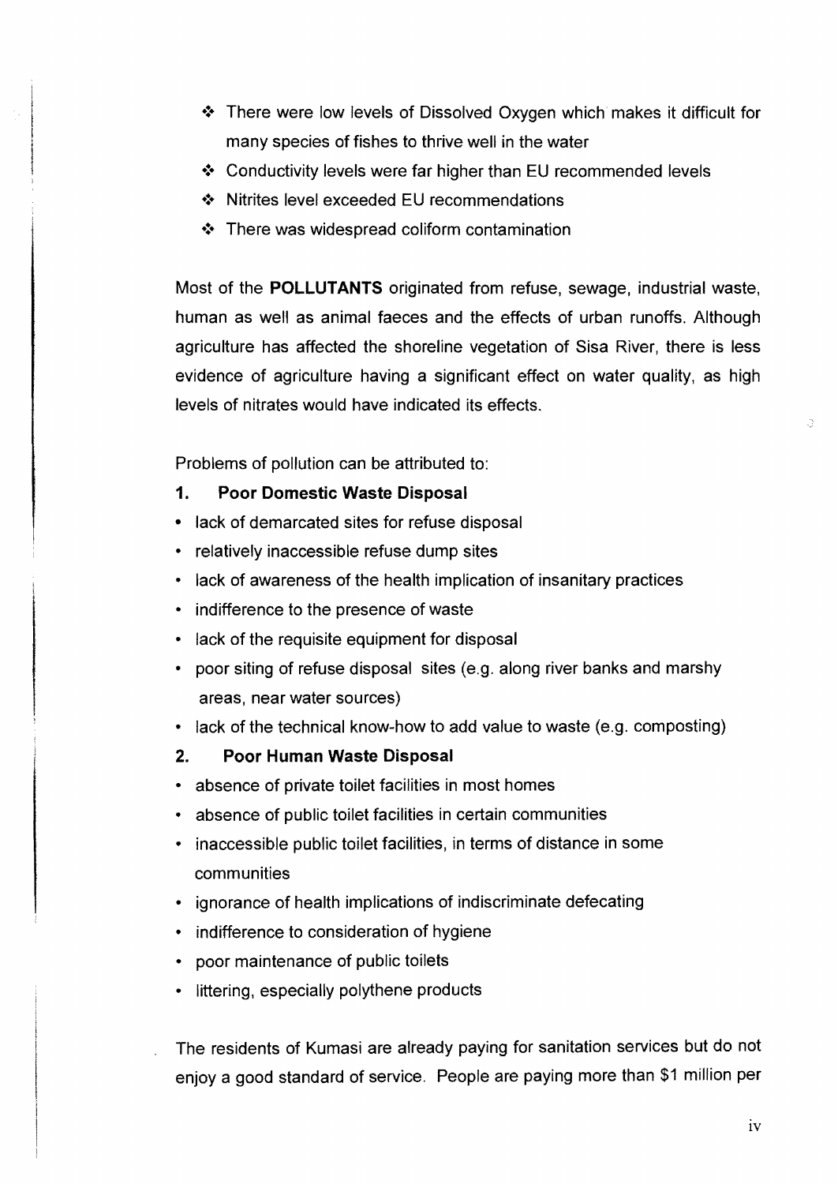- There were low levels of Dissolved Oxygen which makes it difficult for many species of fishes to thrive well in the water
- Conductivity levels were far higher than EU recommended levels
- Nitrites level exceeded EU recommendations
- There was widespread coliform contamination

Most of the **POLLUTANTS** originated from refuse, sewage, industrial waste, human as well as animal faeces and the effects of urban runoffs. Although agriculture has affected the shoreline vegetation of Sisa River, there is less evidence of agriculture having a significant effect on water quality, as high levels of nitrates would have indicated its effects.

Problems of pollution can be attributed to:

**1. Poor Domestic Waste Disposal**

- lack of demarcated sites for refuse disposal
- relatively inaccessible refuse dump sites
- lack of awareness of the health implication of insanitary practices
- indifference to the presence of waste
- lack of the requisite equipment for disposal
- poor siting of refuse disposal sites (e.g. along river banks and marshy areas, near water sources)
- lack of the technical know-how to add value to waste (e.g. composting)

**2. Poor Human Waste Disposal**

- absence of private toilet facilities in most homes
- absence of public toilet facilities in certain communities
- inaccessible public toilet facilities, in terms of distance in some communities
- ignorance of health implications of indiscriminate defecating
- indifference to consideration of hygiene
- poor maintenance of public toilets
- littering, especially polythene products

The residents of Kumasi are already paying for sanitation services but do not enjoy a good standard of service. People are paying more than $1 million per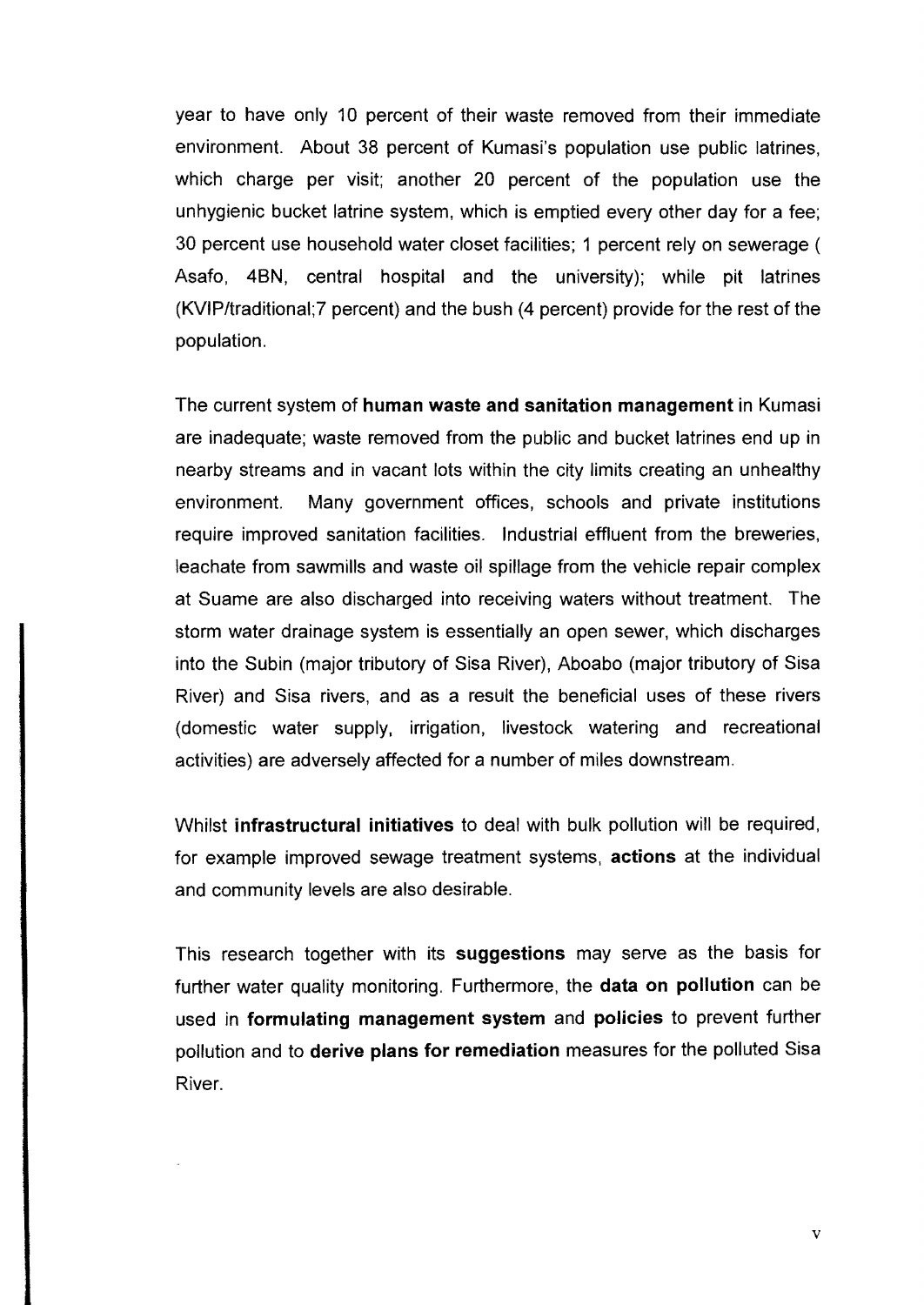year to have only 10 percent of their waste removed from their immediate environment. About 38 percent of Kumasi's population use public latrines, which charge per visit; another 20 percent of the population use the unhygienic bucket latrine system, which is emptied every other day for a fee; 30 percent use household water closet facilities; 1 percent rely on sewerage ( Asafo, 4BN, central hospital and the university); while pit latrines (KVIP/traditional;7 percent) and the bush (4 percent) provide for the rest of the population.

The current system of **human waste and sanitation management** in Kumasi are inadequate; waste removed from the public and bucket latrines end up in nearby streams and in vacant lots within the city limits creating an unhealthy environment. Many government offices, schools and private institutions require improved sanitation facilities. Industrial effluent from the breweries, leachate from sawmills and waste oil spillage from the vehicle repair complex at Suame are also discharged into receiving waters without treatment. The storm water drainage system is essentially an open sewer, which discharges into the Subin (major tributory of Sisa River), Aboabo (major tributory of Sisa River) and Sisa rivers, and as a result the beneficial uses of these rivers (domestic water supply, irrigation, livestock watering and recreational activities) are adversely affected for a number of miles downstream.

Whilst **infrastructural initiatives** to deal with bulk pollution will be required, for example improved sewage treatment systems, **actions** at the individual and community levels are also desirable.

This research together with its **suggestions** may serve as the basis for further water quality monitoring. Furthermore, the **data on pollution** can be used in **formulating management system** and **policies** to prevent further pollution and to **derive plans for remediation** measures for the polluted Sisa River.